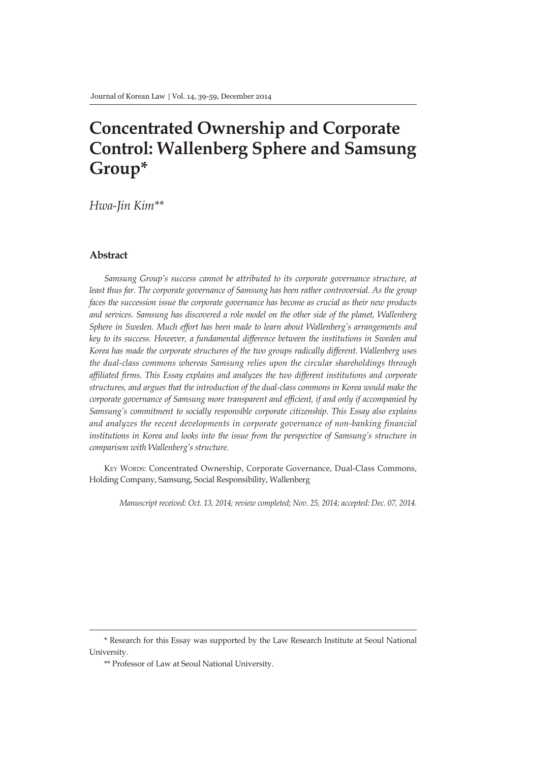# Concentrated Ownership and Corporate Control: Wallenberg Sphere and Samsung Group*

*Hwa-Jin Kim***

## Abstract

*Samsung Group's success cannot be attributed to its corporate governance structure, at least thus far. The corporate governance of Samsung has been rather controversial. As the group faces the succession issue the corporate governance has become as crucial as their new products and services. Samsung has discovered a role model on the other side of the planet, Wallenberg Sphere in Sweden. Much effort has been made to learn about Wallenberg's arrangements and key to its success. However, a fundamental difference between the institutions in Sweden and Korea has made the corporate structures of the two groups radically different. Wallenberg uses the dual-class commons whereas Samsung relies upon the circular shareholdings through affiliated firms. This Essay explains and analyzes the two different institutions and corporate structures, and argues that the introduction of the dual-class commons in Korea would make the corporate governance of Samsung more transparent and efficient, if and only if accompanied by Samsung's commitment to socially responsible corporate citizenship. This Essay also explains and analyzes the recent developments in corporate governance of non-banking financial institutions in Korea and looks into the issue from the perspective of Samsung's structure in comparison with Wallenberg's structure.*

Key Words: Concentrated Ownership, Corporate Governance, Dual-Class Commons, Holding Company, Samsung, Social Responsibility, Wallenberg

*Manuscript received: Oct. 13, 2014; review completed; Nov. 25, 2014; accepted: Dec. 07, 2014.*

---

\* Research for this Essay was supported by the Law Research Institute at Seoul National University.

\*\* Professor of Law at Seoul National University.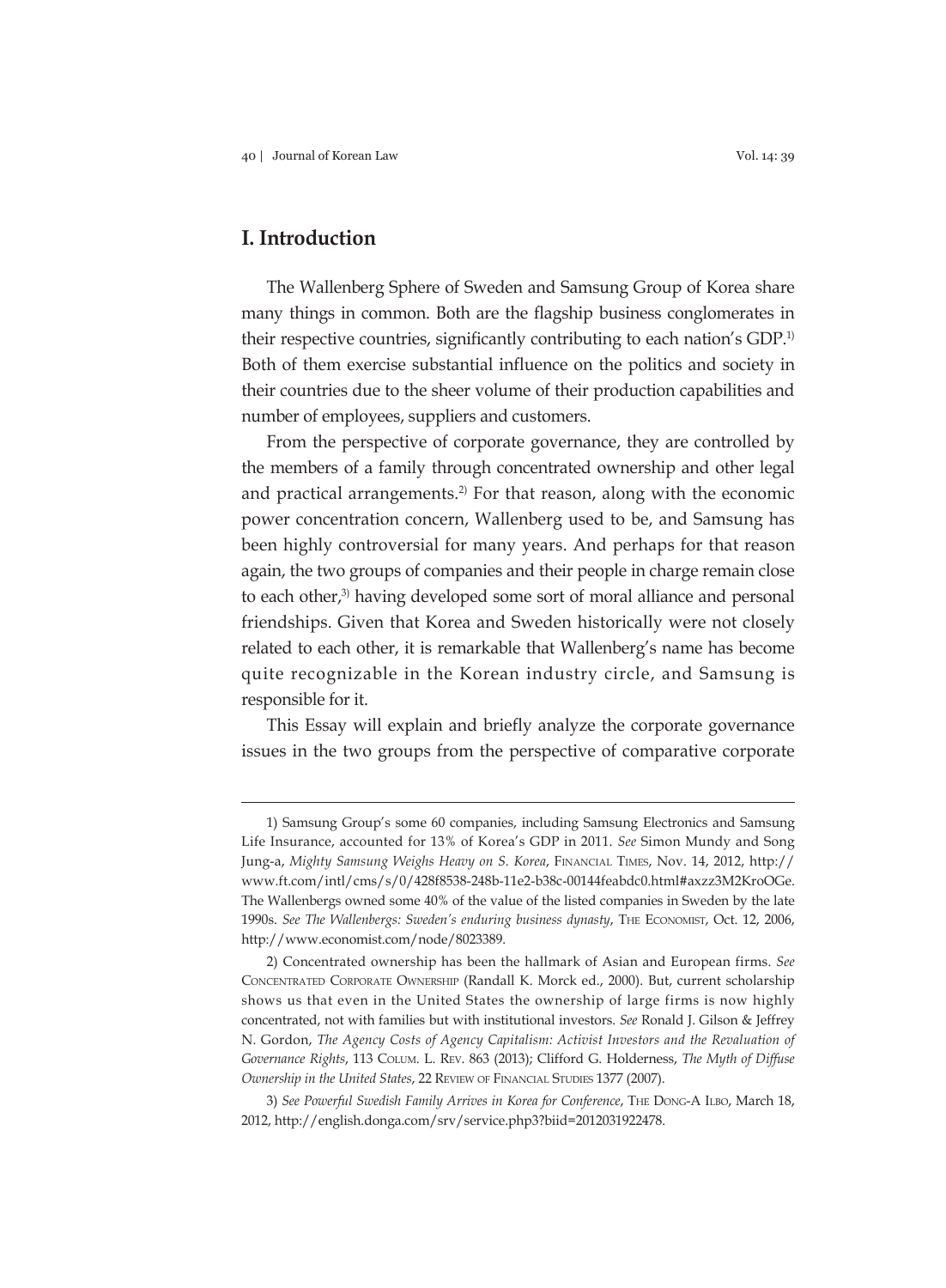## I. Introduction

The Wallenberg Sphere of Sweden and Samsung Group of Korea share many things in common. Both are the flagship business conglomerates in their respective countries, significantly contributing to each nation's GDP.[1] Both of them exercise substantial influence on the politics and society in their countries due to the sheer volume of their production capabilities and number of employees, suppliers and customers.

From the perspective of corporate governance, they are controlled by the members of a family through concentrated ownership and other legal and practical arrangements.[2] For that reason, along with the economic power concentration concern, Wallenberg used to be, and Samsung has been highly controversial for many years. And perhaps for that reason again, the two groups of companies and their people in charge remain close to each other,[3] having developed some sort of moral alliance and personal friendships. Given that Korea and Sweden historically were not closely related to each other, it is remarkable that Wallenberg's name has become quite recognizable in the Korean industry circle, and Samsung is responsible for it.

This Essay will explain and briefly analyze the corporate governance issues in the two groups from the perspective of comparative corporate

---

1) Samsung Group's some 60 companies, including Samsung Electronics and Samsung Life Insurance, accounted for 13% of Korea's GDP in 2011. *See* Simon Mundy and Song Jung-a, *Mighty Samsung Weighs Heavy on S. Korea*, FINANCIAL TIMES, Nov. 14, 2012, http://www.ft.com/intl/cms/s/0/428f8538-248b-11e2-b38c-00144feabdc0.html#axzz3M2KroOGe. The Wallenbergs owned some 40% of the value of the listed companies in Sweden by the late 1990s. *See The Wallenbergs: Sweden's enduring business dynasty*, THE ECONOMIST, Oct. 12, 2006, http://www.economist.com/node/8023389.

2) Concentrated ownership has been the hallmark of Asian and European firms. *See* CONCENTRATED CORPORATE OWNERSHIP (Randall K. Morck ed., 2000). But, current scholarship shows us that even in the United States the ownership of large firms is now highly concentrated, not with families but with institutional investors. *See* Ronald J. Gilson & Jeffrey N. Gordon, *The Agency Costs of Agency Capitalism: Activist Investors and the Revaluation of Governance Rights*, 113 COLUM. L. REV. 863 (2013); Clifford G. Holderness, *The Myth of Diffuse Ownership in the United States*, 22 REVIEW OF FINANCIAL STUDIES 1377 (2007).

3) *See Powerful Swedish Family Arrives in Korea for Conference*, THE DONG-A ILBO, March 18, 2012, http://english.donga.com/srv/service.php3?biid=2012031922478.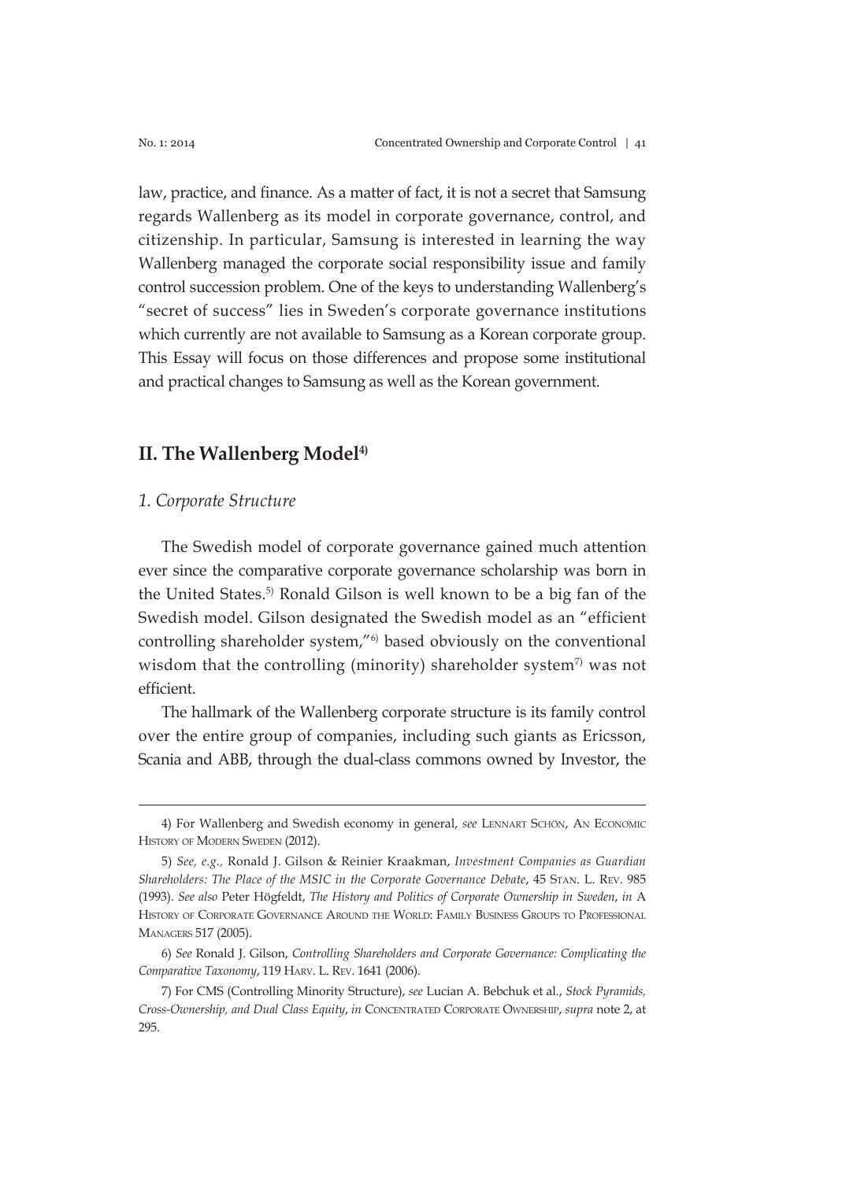law, practice, and finance. As a matter of fact, it is not a secret that Samsung regards Wallenberg as its model in corporate governance, control, and citizenship. In particular, Samsung is interested in learning the way Wallenberg managed the corporate social responsibility issue and family control succession problem. One of the keys to understanding Wallenberg's "secret of success" lies in Sweden's corporate governance institutions which currently are not available to Samsung as a Korean corporate group. This Essay will focus on those differences and propose some institutional and practical changes to Samsung as well as the Korean government.

## II. The Wallenberg Model[4]

### *1. Corporate Structure*

The Swedish model of corporate governance gained much attention ever since the comparative corporate governance scholarship was born in the United States.[5] Ronald Gilson is well known to be a big fan of the Swedish model. Gilson designated the Swedish model as an "efficient controlling shareholder system,"[6] based obviously on the conventional wisdom that the controlling (minority) shareholder system[7] was not efficient.

The hallmark of the Wallenberg corporate structure is its family control over the entire group of companies, including such giants as Ericsson, Scania and ABB, through the dual-class commons owned by Investor, the

---

4) For Wallenberg and Swedish economy in general, *see* Lennart Schön, An Economic History of Modern Sweden (2012).

5) *See, e.g.,* Ronald J. Gilson & Reinier Kraakman, *Investment Companies as Guardian Shareholders: The Place of the MSIC in the Corporate Governance Debate*, 45 Stan. L. Rev. 985 (1993). *See also* Peter Högfeldt, *The History and Politics of Corporate Ownership in Sweden*, *in* A History of Corporate Governance Around the World: Family Business Groups to Professional Managers 517 (2005).

6) *See* Ronald J. Gilson, *Controlling Shareholders and Corporate Governance: Complicating the Comparative Taxonomy*, 119 Harv. L. Rev. 1641 (2006).

7) For CMS (Controlling Minority Structure), *see* Lucian A. Bebchuk et al., *Stock Pyramids, Cross-Ownership, and Dual Class Equity*, *in* Concentrated Corporate Ownership, *supra* note 2, at 295.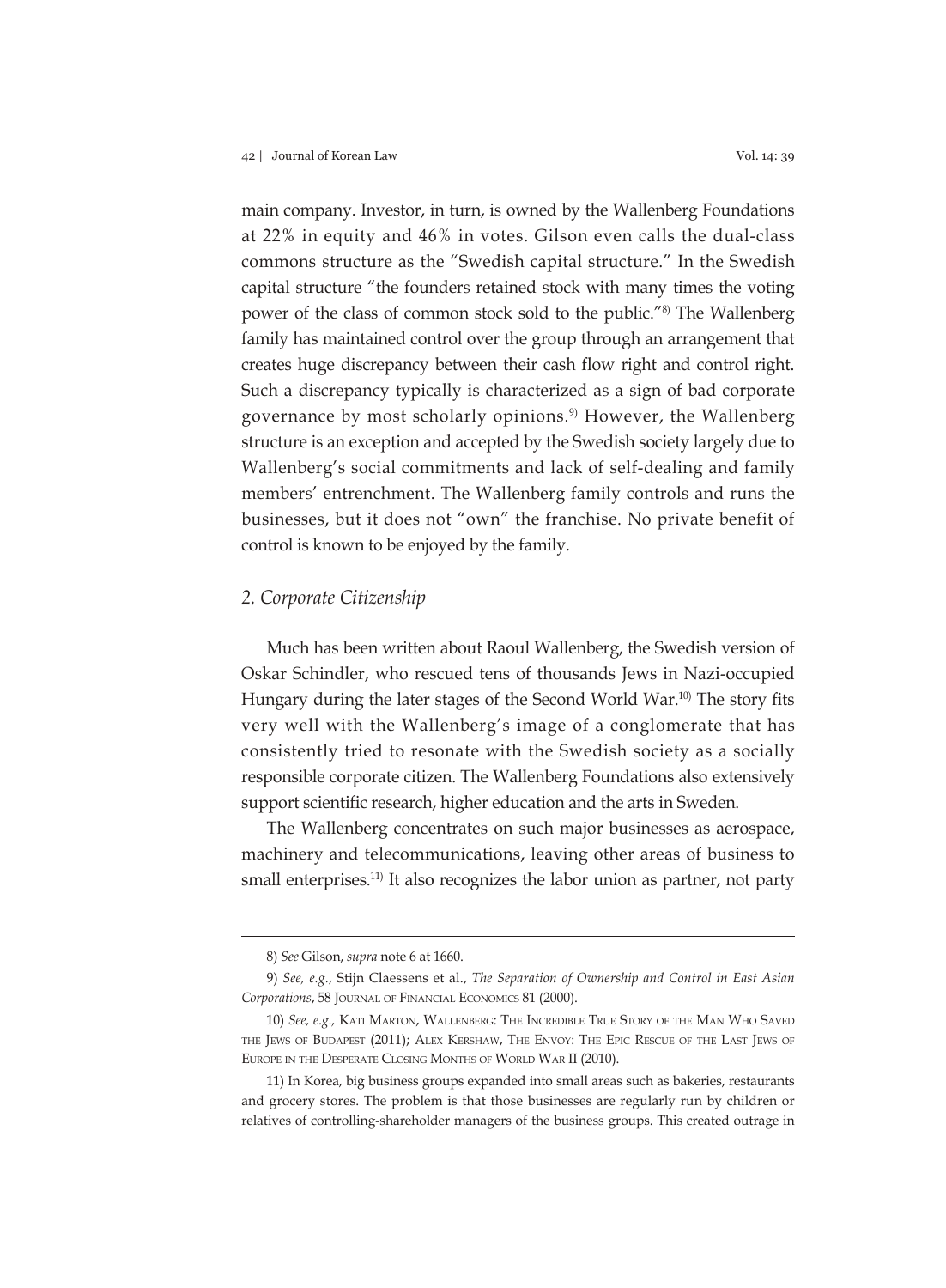main company. Investor, in turn, is owned by the Wallenberg Foundations at 22% in equity and 46% in votes. Gilson even calls the dual-class commons structure as the "Swedish capital structure." In the Swedish capital structure "the founders retained stock with many times the voting power of the class of common stock sold to the public."[8] The Wallenberg family has maintained control over the group through an arrangement that creates huge discrepancy between their cash flow right and control right. Such a discrepancy typically is characterized as a sign of bad corporate governance by most scholarly opinions.[9] However, the Wallenberg structure is an exception and accepted by the Swedish society largely due to Wallenberg's social commitments and lack of self-dealing and family members' entrenchment. The Wallenberg family controls and runs the businesses, but it does not "own" the franchise. No private benefit of control is known to be enjoyed by the family.

### *2. Corporate Citizenship*

Much has been written about Raoul Wallenberg, the Swedish version of Oskar Schindler, who rescued tens of thousands Jews in Nazi-occupied Hungary during the later stages of the Second World War.[10] The story fits very well with the Wallenberg's image of a conglomerate that has consistently tried to resonate with the Swedish society as a socially responsible corporate citizen. The Wallenberg Foundations also extensively support scientific research, higher education and the arts in Sweden.

The Wallenberg concentrates on such major businesses as aerospace, machinery and telecommunications, leaving other areas of business to small enterprises.[11] It also recognizes the labor union as partner, not party

---

8) *See* Gilson, *supra* note 6 at 1660.

9) *See, e.g.*, Stijn Claessens et al., *The Separation of Ownership and Control in East Asian Corporations*, 58 Journal of Financial Economics 81 (2000).

10) *See, e.g.*, Kati Marton, Wallenberg: The Incredible True Story of the Man Who Saved the Jews of Budapest (2011); Alex Kershaw, The Envoy: The Epic Rescue of the Last Jews of Europe in the Desperate Closing Months of World War II (2010).

11) In Korea, big business groups expanded into small areas such as bakeries, restaurants and grocery stores. The problem is that those businesses are regularly run by children or relatives of controlling-shareholder managers of the business groups. This created outrage in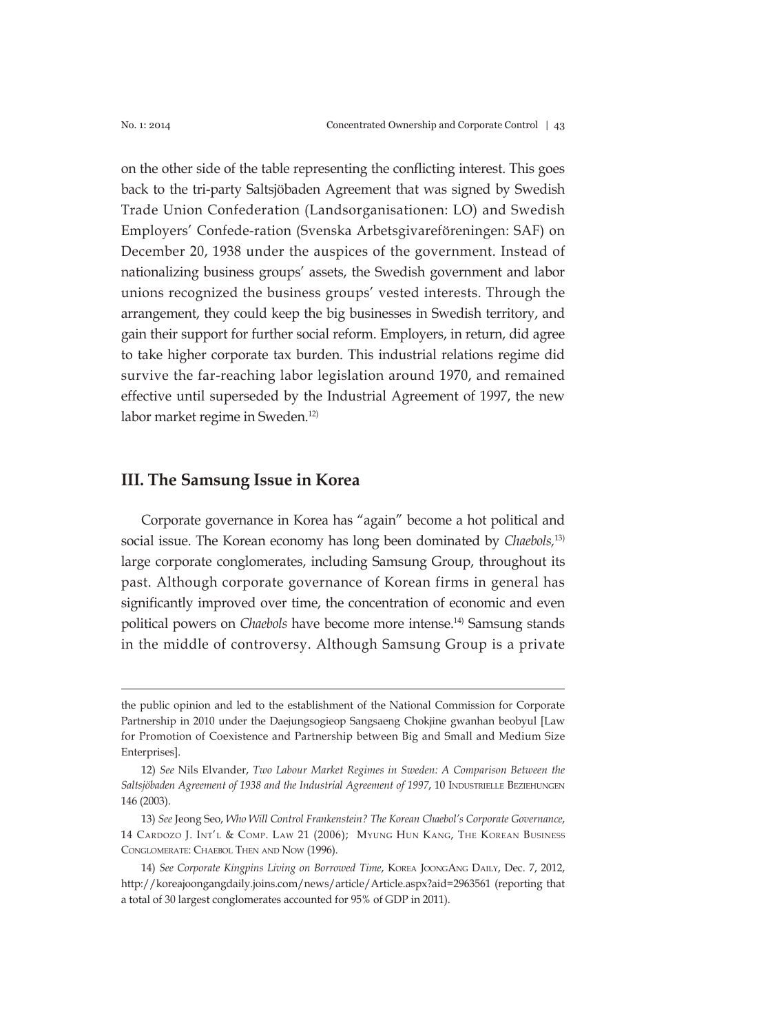on the other side of the table representing the conflicting interest. This goes back to the tri-party Saltsjöbaden Agreement that was signed by Swedish Trade Union Confederation (Landsorganisationen: LO) and Swedish Employers' Confede-ration (Svenska Arbetsgivareföreningen: SAF) on December 20, 1938 under the auspices of the government. Instead of nationalizing business groups' assets, the Swedish government and labor unions recognized the business groups' vested interests. Through the arrangement, they could keep the big businesses in Swedish territory, and gain their support for further social reform. Employers, in return, did agree to take higher corporate tax burden. This industrial relations regime did survive the far-reaching labor legislation around 1970, and remained effective until superseded by the Industrial Agreement of 1997, the new labor market regime in Sweden.[12]

## III. The Samsung Issue in Korea

Corporate governance in Korea has "again" become a hot political and social issue. The Korean economy has long been dominated by *Chaebols*,[13] large corporate conglomerates, including Samsung Group, throughout its past. Although corporate governance of Korean firms in general has significantly improved over time, the concentration of economic and even political powers on *Chaebols* have become more intense.[14] Samsung stands in the middle of controversy. Although Samsung Group is a private

---

the public opinion and led to the establishment of the National Commission for Corporate Partnership in 2010 under the Daejungsogieop Sangsaeng Chokjine gwanhan beobyul [Law for Promotion of Coexistence and Partnership between Big and Small and Medium Size Enterprises].

12) *See* Nils Elvander, *Two Labour Market Regimes in Sweden: A Comparison Between the Saltsjöbaden Agreement of 1938 and the Industrial Agreement of 1997*, 10 Industrielle Beziehungen 146 (2003).

13) *See* Jeong Seo, *Who Will Control Frankenstein? The Korean Chaebol's Corporate Governance*, 14 Cardozo J. Int'l & Comp. Law 21 (2006); Myung Hun Kang, The Korean Business Conglomerate: Chaebol Then and Now (1996).

14) *See Corporate Kingpins Living on Borrowed Time*, Korea JoongAng Daily, Dec. 7, 2012, http://koreajoongangdaily.joins.com/news/article/Article.aspx?aid=2963561 (reporting that a total of 30 largest conglomerates accounted for 95% of GDP in 2011).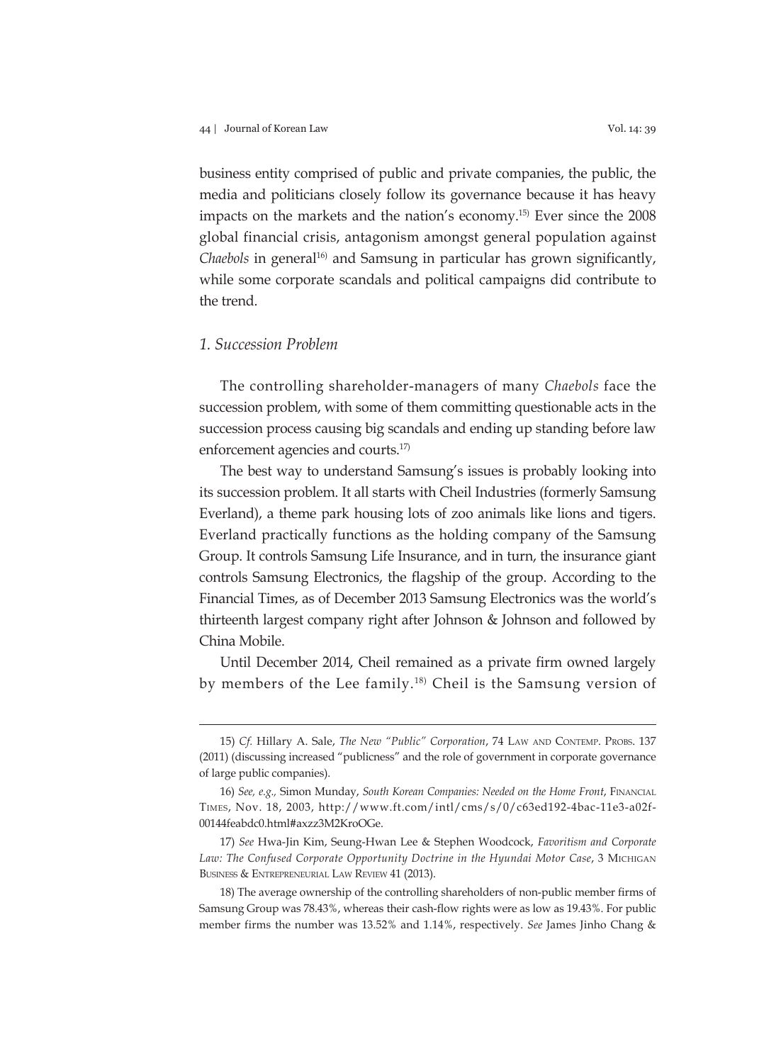business entity comprised of public and private companies, the public, the media and politicians closely follow its governance because it has heavy impacts on the markets and the nation's economy.[15] Ever since the 2008 global financial crisis, antagonism amongst general population against *Chaebols* in general[16] and Samsung in particular has grown significantly, while some corporate scandals and political campaigns did contribute to the trend.

### *1. Succession Problem*

The controlling shareholder-managers of many *Chaebols* face the succession problem, with some of them committing questionable acts in the succession process causing big scandals and ending up standing before law enforcement agencies and courts.[17]

The best way to understand Samsung's issues is probably looking into its succession problem. It all starts with Cheil Industries (formerly Samsung Everland), a theme park housing lots of zoo animals like lions and tigers. Everland practically functions as the holding company of the Samsung Group. It controls Samsung Life Insurance, and in turn, the insurance giant controls Samsung Electronics, the flagship of the group. According to the Financial Times, as of December 2013 Samsung Electronics was the world's thirteenth largest company right after Johnson & Johnson and followed by China Mobile.

Until December 2014, Cheil remained as a private firm owned largely by members of the Lee family.[18] Cheil is the Samsung version of

---

15) *Cf.* Hillary A. Sale, *The New "Public" Corporation*, 74 Law and Contemp. Probs. 137 (2011) (discussing increased "publicness" and the role of government in corporate governance of large public companies).

16) *See, e.g.*, Simon Munday, *South Korean Companies: Needed on the Home Front*, Financial Times, Nov. 18, 2003, http://www.ft.com/intl/cms/s/0/c63ed192-4bac-11e3-a02f-00144feabdc0.html#axzz3M2KroOGe.

17) *See* Hwa-Jin Kim, Seung-Hwan Lee & Stephen Woodcock, *Favoritism and Corporate Law: The Confused Corporate Opportunity Doctrine in the Hyundai Motor Case*, 3 Michigan Business & Entrepreneurial Law Review 41 (2013).

18) The average ownership of the controlling shareholders of non-public member firms of Samsung Group was 78.43%, whereas their cash-flow rights were as low as 19.43%. For public member firms the number was 13.52% and 1.14%, respectively. *See* James Jinho Chang &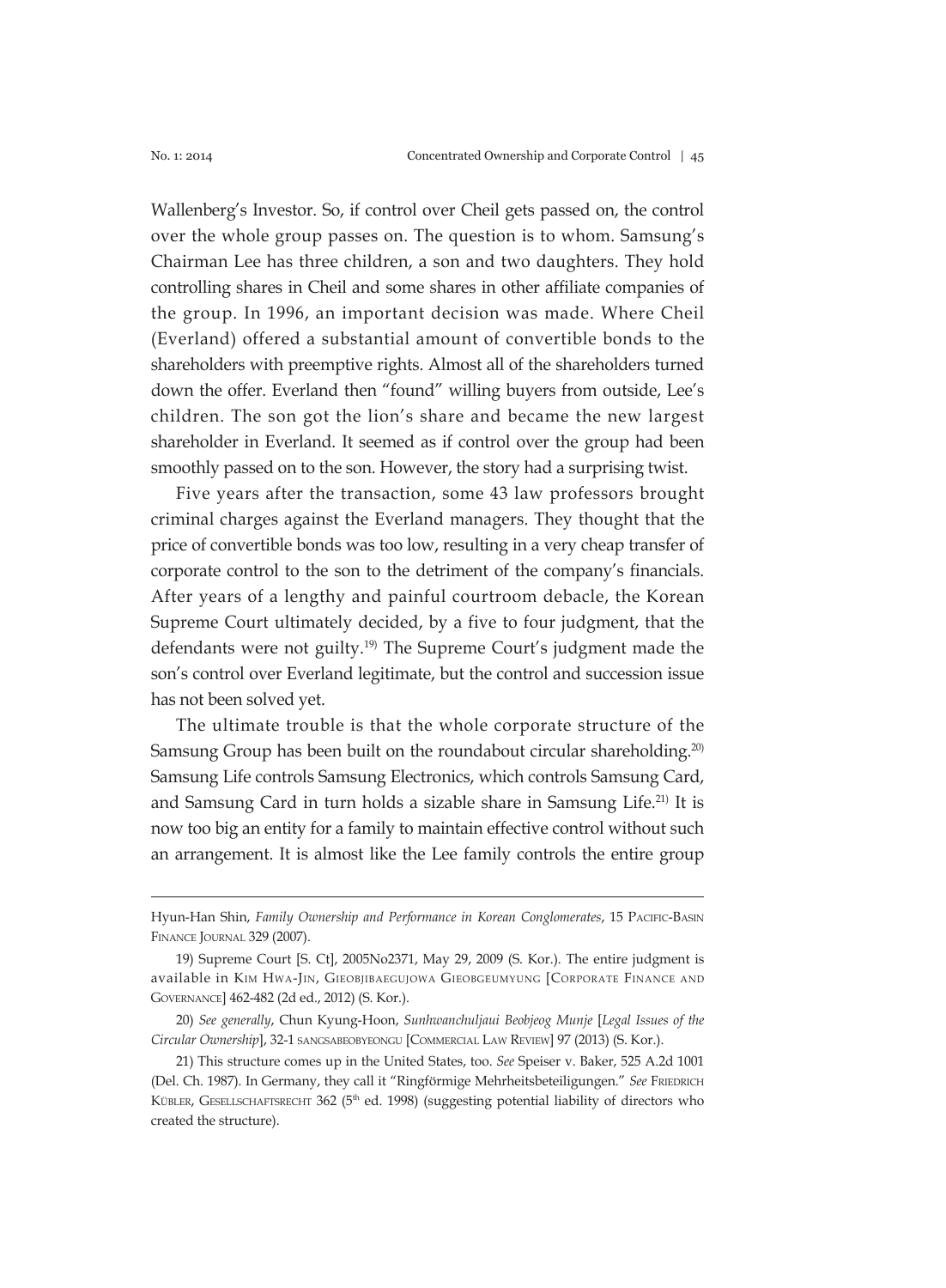Wallenberg's Investor. So, if control over Cheil gets passed on, the control over the whole group passes on. The question is to whom. Samsung's Chairman Lee has three children, a son and two daughters. They hold controlling shares in Cheil and some shares in other affiliate companies of the group. In 1996, an important decision was made. Where Cheil (Everland) offered a substantial amount of convertible bonds to the shareholders with preemptive rights. Almost all of the shareholders turned down the offer. Everland then "found" willing buyers from outside, Lee's children. The son got the lion's share and became the new largest shareholder in Everland. It seemed as if control over the group had been smoothly passed on to the son. However, the story had a surprising twist.

Five years after the transaction, some 43 law professors brought criminal charges against the Everland managers. They thought that the price of convertible bonds was too low, resulting in a very cheap transfer of corporate control to the son to the detriment of the company's financials. After years of a lengthy and painful courtroom debacle, the Korean Supreme Court ultimately decided, by a five to four judgment, that the defendants were not guilty.[19] The Supreme Court's judgment made the son's control over Everland legitimate, but the control and succession issue has not been solved yet.

The ultimate trouble is that the whole corporate structure of the Samsung Group has been built on the roundabout circular shareholding.[20] Samsung Life controls Samsung Electronics, which controls Samsung Card, and Samsung Card in turn holds a sizable share in Samsung Life.[21] It is now too big an entity for a family to maintain effective control without such an arrangement. It is almost like the Lee family controls the entire group

---

Hyun-Han Shin, *Family Ownership and Performance in Korean Conglomerates*, 15 Pacific-Basin Finance Journal 329 (2007).

19) Supreme Court [S. Ct], 2005No2371, May 29, 2009 (S. Kor.). The entire judgment is available in Kim Hwa-Jin, Gieobjibaegujowa Gieobgeumyung [Corporate Finance and Governance] 462-482 (2d ed., 2012) (S. Kor.).

20) *See generally*, Chun Kyung-Hoon, *Sunhwanchuljaui Beobjeog Munje* [*Legal Issues of the Circular Ownership*], 32-1 sangsabeobyeongu [Commercial Law Review] 97 (2013) (S. Kor.).

21) This structure comes up in the United States, too. *See* Speiser v. Baker, 525 A.2d 1001 (Del. Ch. 1987). In Germany, they call it "Ringförmige Mehrheitsbeteiligungen." *See* Friedrich Kübler, Gesellschaftsrecht 362 (5th ed. 1998) (suggesting potential liability of directors who created the structure).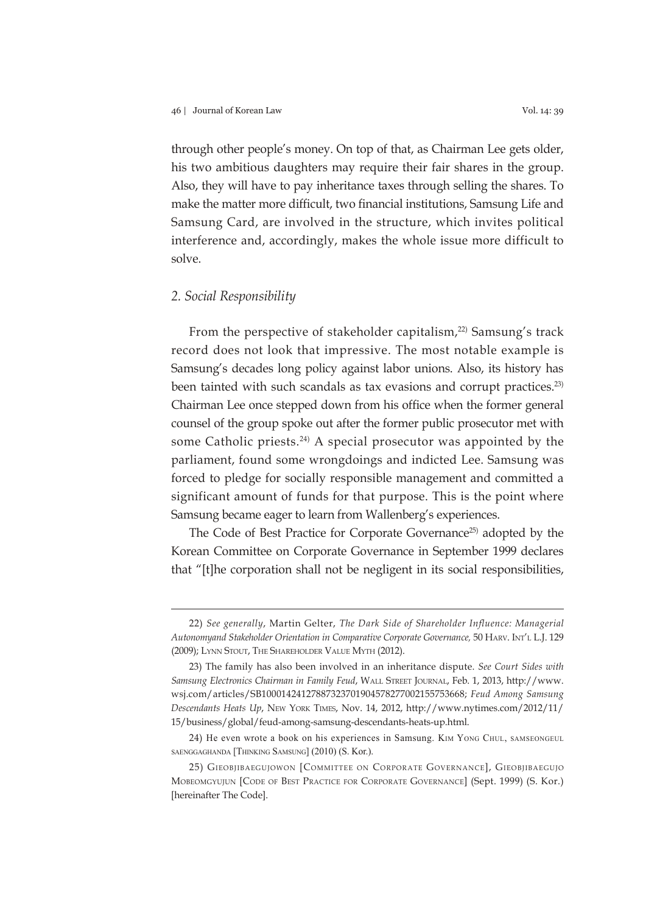through other people's money. On top of that, as Chairman Lee gets older, his two ambitious daughters may require their fair shares in the group. Also, they will have to pay inheritance taxes through selling the shares. To make the matter more difficult, two financial institutions, Samsung Life and Samsung Card, are involved in the structure, which invites political interference and, accordingly, makes the whole issue more difficult to solve.

### *2. Social Responsibility*

From the perspective of stakeholder capitalism,[22] Samsung's track record does not look that impressive. The most notable example is Samsung's decades long policy against labor unions. Also, its history has been tainted with such scandals as tax evasions and corrupt practices.[23] Chairman Lee once stepped down from his office when the former general counsel of the group spoke out after the former public prosecutor met with some Catholic priests.[24] A special prosecutor was appointed by the parliament, found some wrongdoings and indicted Lee. Samsung was forced to pledge for socially responsible management and committed a significant amount of funds for that purpose. This is the point where Samsung became eager to learn from Wallenberg's experiences.

The Code of Best Practice for Corporate Governance[25] adopted by the Korean Committee on Corporate Governance in September 1999 declares that "[t]he corporation shall not be negligent in its social responsibilities,

---

22) *See generally*, Martin Gelter, *The Dark Side of Shareholder Influence: Managerial Autonomyand Stakeholder Orientation in Comparative Corporate Governance*, 50 Harv. Int'l L.J. 129 (2009); Lynn Stout, The Shareholder Value Myth (2012).

23) The family has also been involved in an inheritance dispute. *See Court Sides with Samsung Electronics Chairman in Family Feud*, Wall Street Journal, Feb. 1, 2013, http://www.wsj.com/articles/SB10001424127887323701904578277002155753668; *Feud Among Samsung Descendants Heats Up*, New York Times, Nov. 14, 2012, http://www.nytimes.com/2012/11/15/business/global/feud-among-samsung-descendants-heats-up.html.

24) He even wrote a book on his experiences in Samsung. Kim Yong Chul, samseongeul saenggaghanda [Thinking Samsung] (2010) (S. Kor.).

25) Gieobjibaegujowon [Committee on Corporate Governance], Gieobjibaegujo Mobeomgyujun [Code of Best Practice for Corporate Governance] (Sept. 1999) (S. Kor.) [hereinafter The Code].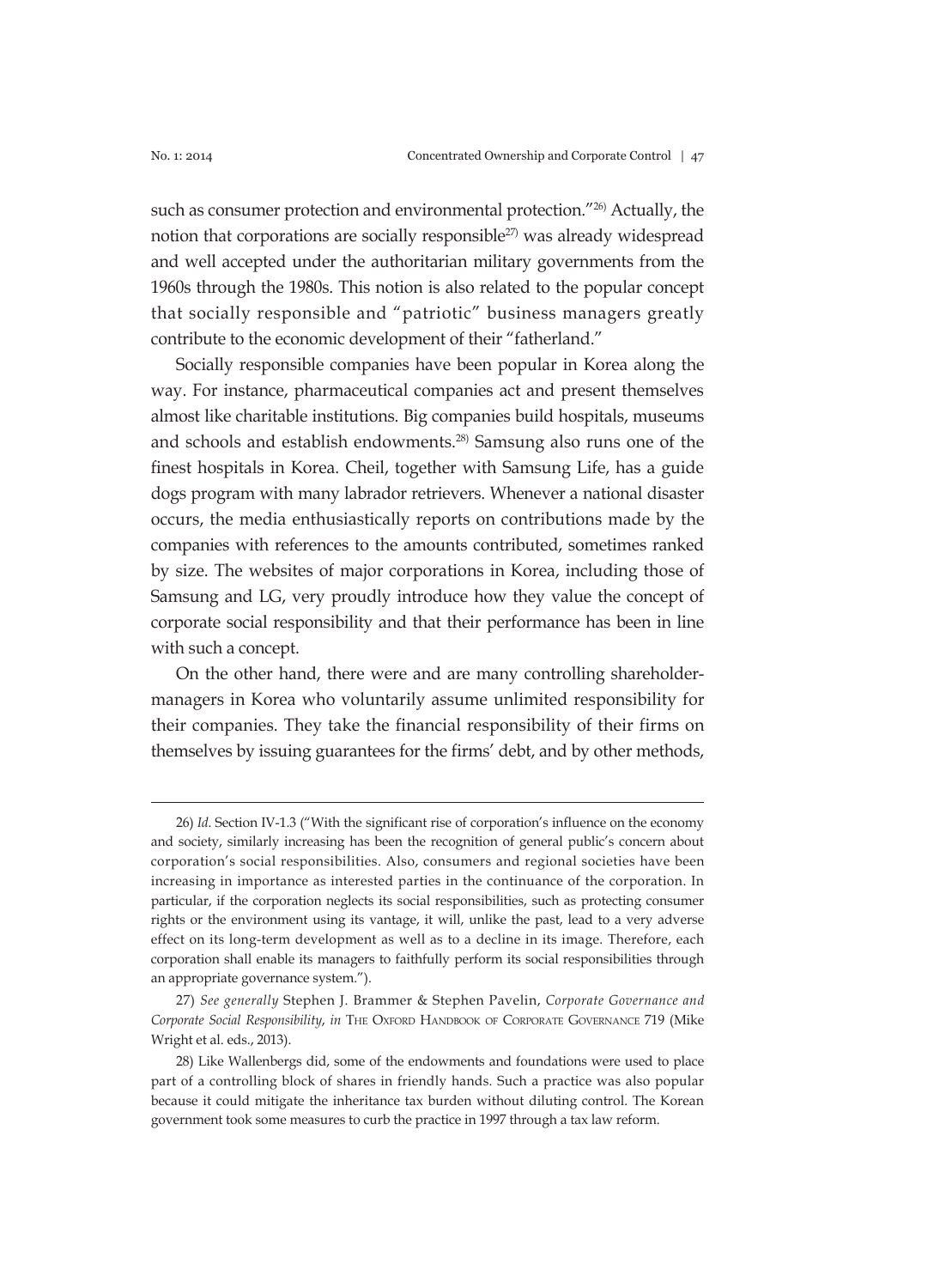such as consumer protection and environmental protection."[26] Actually, the notion that corporations are socially responsible[27] was already widespread and well accepted under the authoritarian military governments from the 1960s through the 1980s. This notion is also related to the popular concept that socially responsible and "patriotic" business managers greatly contribute to the economic development of their "fatherland."

Socially responsible companies have been popular in Korea along the way. For instance, pharmaceutical companies act and present themselves almost like charitable institutions. Big companies build hospitals, museums and schools and establish endowments.[28] Samsung also runs one of the finest hospitals in Korea. Cheil, together with Samsung Life, has a guide dogs program with many labrador retrievers. Whenever a national disaster occurs, the media enthusiastically reports on contributions made by the companies with references to the amounts contributed, sometimes ranked by size. The websites of major corporations in Korea, including those of Samsung and LG, very proudly introduce how they value the concept of corporate social responsibility and that their performance has been in line with such a concept.

On the other hand, there were and are many controlling shareholder-managers in Korea who voluntarily assume unlimited responsibility for their companies. They take the financial responsibility of their firms on themselves by issuing guarantees for the firms' debt, and by other methods,

---

26) *Id.* Section IV-1.3 ("With the significant rise of corporation's influence on the economy and society, similarly increasing has been the recognition of general public's concern about corporation's social responsibilities. Also, consumers and regional societies have been increasing in importance as interested parties in the continuance of the corporation. In particular, if the corporation neglects its social responsibilities, such as protecting consumer rights or the environment using its vantage, it will, unlike the past, lead to a very adverse effect on its long-term development as well as to a decline in its image. Therefore, each corporation shall enable its managers to faithfully perform its social responsibilities through an appropriate governance system.").

27) *See generally* Stephen J. Brammer & Stephen Pavelin, *Corporate Governance and Corporate Social Responsibility*, *in* The Oxford Handbook of Corporate Governance 719 (Mike Wright et al. eds., 2013).

28) Like Wallenbergs did, some of the endowments and foundations were used to place part of a controlling block of shares in friendly hands. Such a practice was also popular because it could mitigate the inheritance tax burden without diluting control. The Korean government took some measures to curb the practice in 1997 through a tax law reform.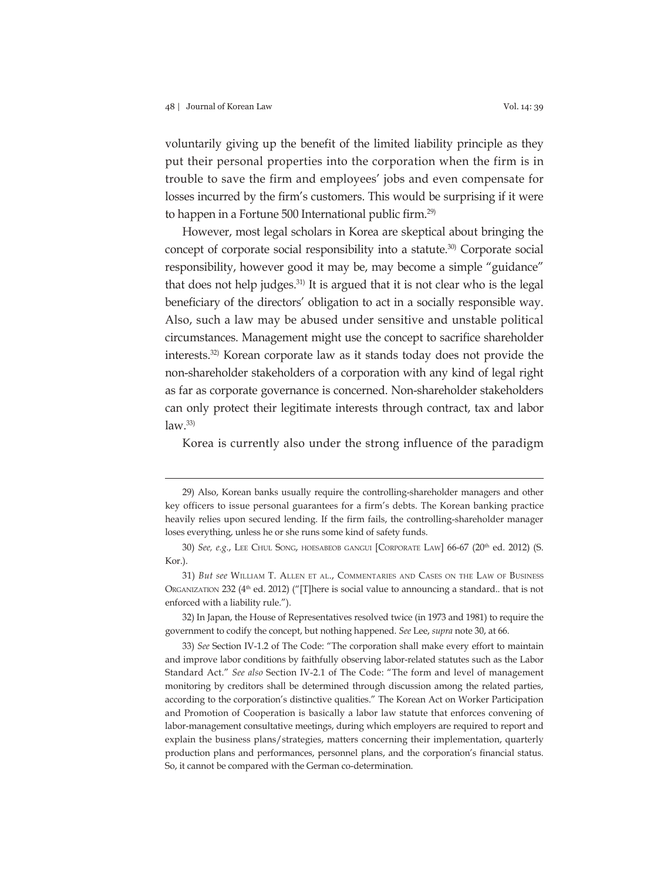voluntarily giving up the benefit of the limited liability principle as they put their personal properties into the corporation when the firm is in trouble to save the firm and employees' jobs and even compensate for losses incurred by the firm's customers. This would be surprising if it were to happen in a Fortune 500 International public firm.[29)]

However, most legal scholars in Korea are skeptical about bringing the concept of corporate social responsibility into a statute.[30)] Corporate social responsibility, however good it may be, may become a simple "guidance" that does not help judges.[31)] It is argued that it is not clear who is the legal beneficiary of the directors' obligation to act in a socially responsible way. Also, such a law may be abused under sensitive and unstable political circumstances. Management might use the concept to sacrifice shareholder interests.[32)] Korean corporate law as it stands today does not provide the non-shareholder stakeholders of a corporation with any kind of legal right as far as corporate governance is concerned. Non-shareholder stakeholders can only protect their legitimate interests through contract, tax and labor law.[33)]

Korea is currently also under the strong influence of the paradigm

---

29) Also, Korean banks usually require the controlling-shareholder managers and other key officers to issue personal guarantees for a firm's debts. The Korean banking practice heavily relies upon secured lending. If the firm fails, the controlling-shareholder manager loses everything, unless he or she runs some kind of safety funds.

30) *See, e.g.*, Lee Chul Song, hoesabeob gangui [Corporate Law] 66-67 (20th ed. 2012) (S. Kor.).

31) *But see* William T. Allen et al., Commentaries and Cases on the Law of Business Organization 232 (4th ed. 2012) ("[T]here is social value to announcing a standard.. that is not enforced with a liability rule.").

32) In Japan, the House of Representatives resolved twice (in 1973 and 1981) to require the government to codify the concept, but nothing happened. *See* Lee, *supra* note 30, at 66.

33) *See* Section IV-1.2 of The Code: "The corporation shall make every effort to maintain and improve labor conditions by faithfully observing labor-related statutes such as the Labor Standard Act." *See also* Section IV-2.1 of The Code: "The form and level of management monitoring by creditors shall be determined through discussion among the related parties, according to the corporation's distinctive qualities." The Korean Act on Worker Participation and Promotion of Cooperation is basically a labor law statute that enforces convening of labor-management consultative meetings, during which employers are required to report and explain the business plans/strategies, matters concerning their implementation, quarterly production plans and performances, personnel plans, and the corporation's financial status. So, it cannot be compared with the German co-determination.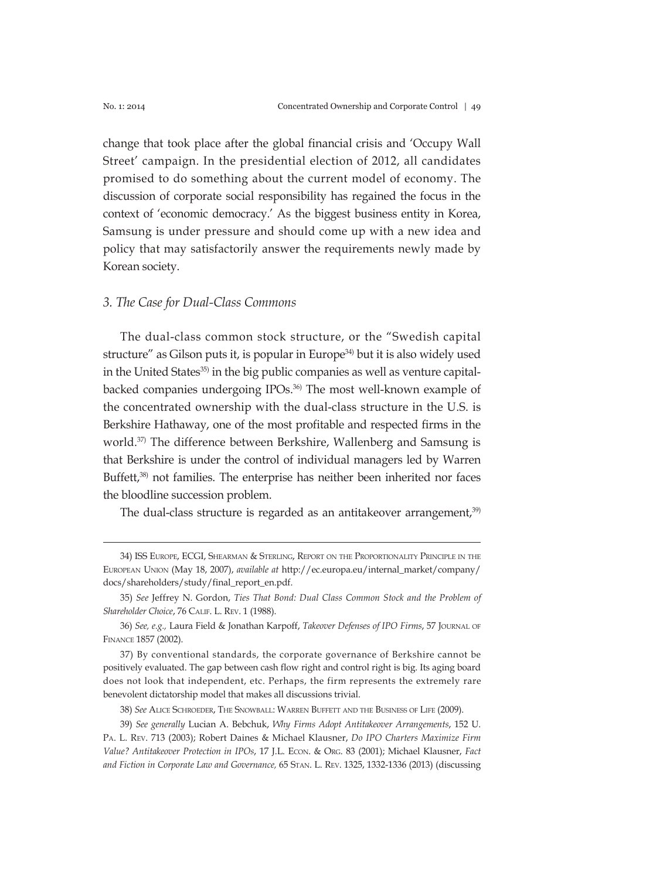change that took place after the global financial crisis and 'Occupy Wall Street' campaign. In the presidential election of 2012, all candidates promised to do something about the current model of economy. The discussion of corporate social responsibility has regained the focus in the context of 'economic democracy.' As the biggest business entity in Korea, Samsung is under pressure and should come up with a new idea and policy that may satisfactorily answer the requirements newly made by Korean society.

### *3. The Case for Dual-Class Commons*

The dual-class common stock structure, or the "Swedish capital structure" as Gilson puts it, is popular in Europe[34] but it is also widely used in the United States[35] in the big public companies as well as venture capital-backed companies undergoing IPOs.[36] The most well-known example of the concentrated ownership with the dual-class structure in the U.S. is Berkshire Hathaway, one of the most profitable and respected firms in the world.[37] The difference between Berkshire, Wallenberg and Samsung is that Berkshire is under the control of individual managers led by Warren Buffett,[38] not families. The enterprise has neither been inherited nor faces the bloodline succession problem.

The dual-class structure is regarded as an antitakeover arrangement,[39]

---

34) ISS EUROPE, ECGI, SHEARMAN & STERLING, REPORT ON THE PROPORTIONALITY PRINCIPLE IN THE EUROPEAN UNION (May 18, 2007), *available at* http://ec.europa.eu/internal_market/company/docs/shareholders/study/final_report_en.pdf.

35) *See* Jeffrey N. Gordon, *Ties That Bond: Dual Class Common Stock and the Problem of Shareholder Choice*, 76 CALIF. L. REV. 1 (1988).

36) *See, e.g.,* Laura Field & Jonathan Karpoff, *Takeover Defenses of IPO Firms*, 57 JOURNAL OF FINANCE 1857 (2002).

37) By conventional standards, the corporate governance of Berkshire cannot be positively evaluated. The gap between cash flow right and control right is big. Its aging board does not look that independent, etc. Perhaps, the firm represents the extremely rare benevolent dictatorship model that makes all discussions trivial.

38) *See* ALICE SCHROEDER, THE SNOWBALL: WARREN BUFFETT AND THE BUSINESS OF LIFE (2009).

39) *See generally* Lucian A. Bebchuk, *Why Firms Adopt Antitakeover Arrangements*, 152 U. PA. L. REV. 713 (2003); Robert Daines & Michael Klausner, *Do IPO Charters Maximize Firm Value? Antitakeover Protection in IPOs*, 17 J.L. ECON. & ORG. 83 (2001); Michael Klausner, *Fact and Fiction in Corporate Law and Governance,* 65 STAN. L. REV. 1325, 1332-1336 (2013) (discussing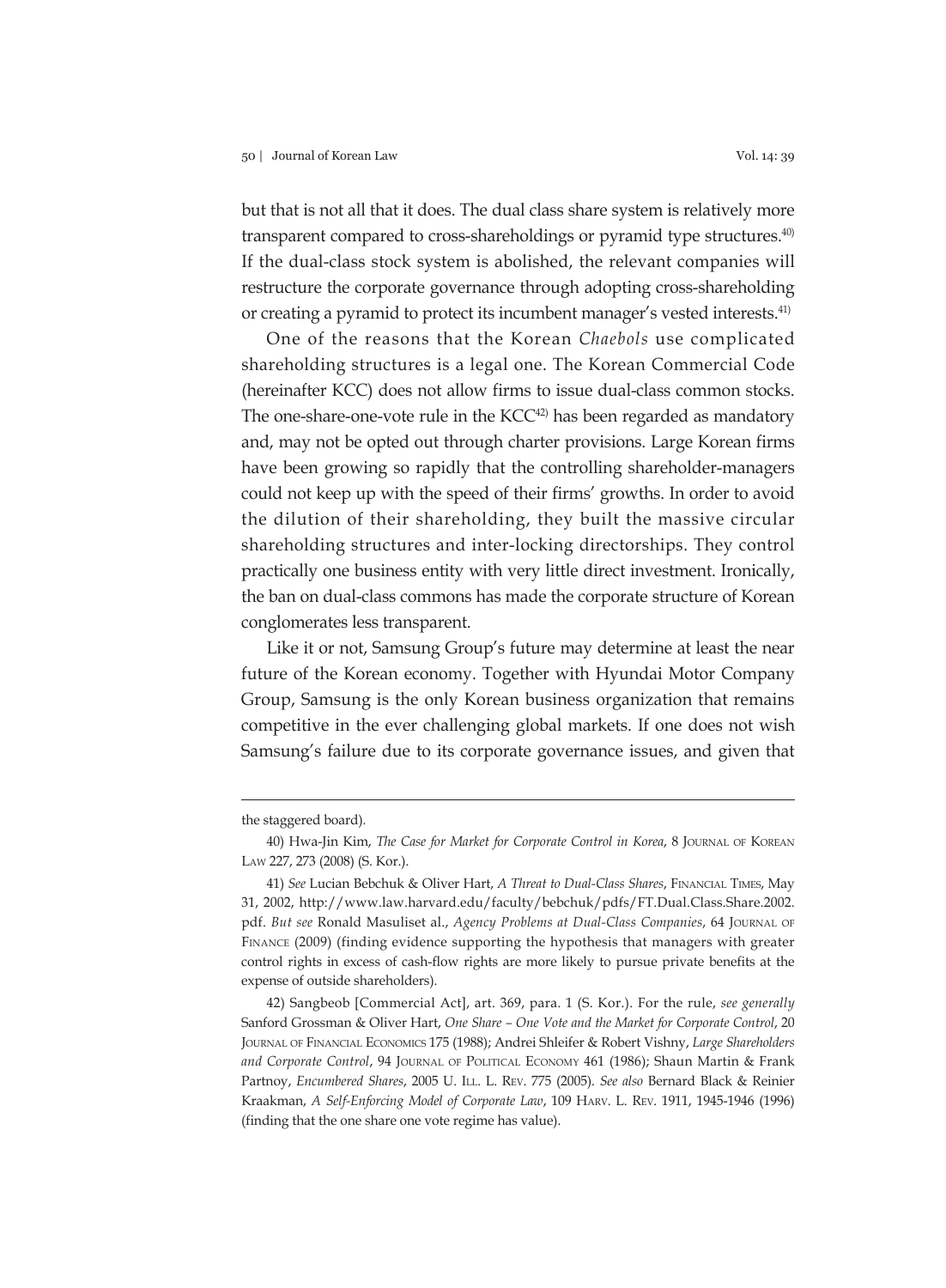but that is not all that it does. The dual class share system is relatively more transparent compared to cross-shareholdings or pyramid type structures.[40] If the dual-class stock system is abolished, the relevant companies will restructure the corporate governance through adopting cross-shareholding or creating a pyramid to protect its incumbent manager's vested interests.[41]

One of the reasons that the Korean *Chaebols* use complicated shareholding structures is a legal one. The Korean Commercial Code (hereinafter KCC) does not allow firms to issue dual-class common stocks. The one-share-one-vote rule in the KCC[42] has been regarded as mandatory and, may not be opted out through charter provisions. Large Korean firms have been growing so rapidly that the controlling shareholder-managers could not keep up with the speed of their firms' growths. In order to avoid the dilution of their shareholding, they built the massive circular shareholding structures and inter-locking directorships. They control practically one business entity with very little direct investment. Ironically, the ban on dual-class commons has made the corporate structure of Korean conglomerates less transparent.

Like it or not, Samsung Group's future may determine at least the near future of the Korean economy. Together with Hyundai Motor Company Group, Samsung is the only Korean business organization that remains competitive in the ever challenging global markets. If one does not wish Samsung's failure due to its corporate governance issues, and given that

---

the staggered board).

40) Hwa-Jin Kim, *The Case for Market for Corporate Control in Korea*, 8 Journal of Korean Law 227, 273 (2008) (S. Kor.).

41) *See* Lucian Bebchuk & Oliver Hart, *A Threat to Dual-Class Shares*, Financial Times, May 31, 2002, http://www.law.harvard.edu/faculty/bebchuk/pdfs/FT.Dual.Class.Share.2002.pdf. *But see* Ronald Masuliset al., *Agency Problems at Dual-Class Companies*, 64 Journal of Finance (2009) (finding evidence supporting the hypothesis that managers with greater control rights in excess of cash-flow rights are more likely to pursue private benefits at the expense of outside shareholders).

42) Sangbeob [Commercial Act], art. 369, para. 1 (S. Kor.). For the rule, *see generally* Sanford Grossman & Oliver Hart, *One Share – One Vote and the Market for Corporate Control*, 20 Journal of Financial Economics 175 (1988); Andrei Shleifer & Robert Vishny, *Large Shareholders and Corporate Control*, 94 Journal of Political Economy 461 (1986); Shaun Martin & Frank Partnoy, *Encumbered Shares*, 2005 U. Ill. L. Rev. 775 (2005). *See also* Bernard Black & Reinier Kraakman, *A Self-Enforcing Model of Corporate Law*, 109 Harv. L. Rev. 1911, 1945-1946 (1996) (finding that the one share one vote regime has value).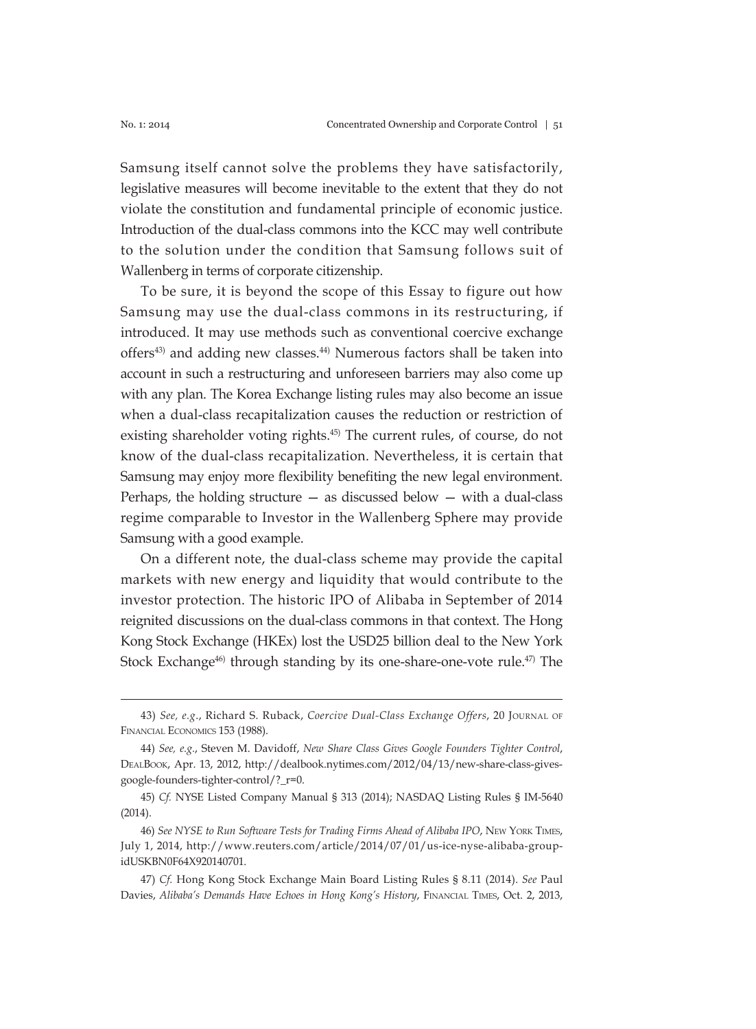Samsung itself cannot solve the problems they have satisfactorily, legislative measures will become inevitable to the extent that they do not violate the constitution and fundamental principle of economic justice. Introduction of the dual-class commons into the KCC may well contribute to the solution under the condition that Samsung follows suit of Wallenberg in terms of corporate citizenship.

To be sure, it is beyond the scope of this Essay to figure out how Samsung may use the dual-class commons in its restructuring, if introduced. It may use methods such as conventional coercive exchange offers[43] and adding new classes.[44] Numerous factors shall be taken into account in such a restructuring and unforeseen barriers may also come up with any plan. The Korea Exchange listing rules may also become an issue when a dual-class recapitalization causes the reduction or restriction of existing shareholder voting rights.[45] The current rules, of course, do not know of the dual-class recapitalization. Nevertheless, it is certain that Samsung may enjoy more flexibility benefiting the new legal environment. Perhaps, the holding structure — as discussed below — with a dual-class regime comparable to Investor in the Wallenberg Sphere may provide Samsung with a good example.

On a different note, the dual-class scheme may provide the capital markets with new energy and liquidity that would contribute to the investor protection. The historic IPO of Alibaba in September of 2014 reignited discussions on the dual-class commons in that context. The Hong Kong Stock Exchange (HKEx) lost the USD25 billion deal to the New York Stock Exchange[46] through standing by its one-share-one-vote rule.[47] The

---

43) *See, e.g.*, Richard S. Ruback, *Coercive Dual-Class Exchange Offers*, 20 Journal of Financial Economics 153 (1988).

44) *See, e.g.*, Steven M. Davidoff, *New Share Class Gives Google Founders Tighter Control*, DealBook, Apr. 13, 2012, http://dealbook.nytimes.com/2012/04/13/new-share-class-gives-google-founders-tighter-control/?_r=0.

45) *Cf.* NYSE Listed Company Manual § 313 (2014); NASDAQ Listing Rules § IM-5640 (2014).

46) *See NYSE to Run Software Tests for Trading Firms Ahead of Alibaba IPO*, New York Times, July 1, 2014, http://www.reuters.com/article/2014/07/01/us-ice-nyse-alibaba-group-idUSKBN0F64X920140701.

47) *Cf.* Hong Kong Stock Exchange Main Board Listing Rules § 8.11 (2014). *See* Paul Davies, *Alibaba's Demands Have Echoes in Hong Kong's History*, Financial Times, Oct. 2, 2013,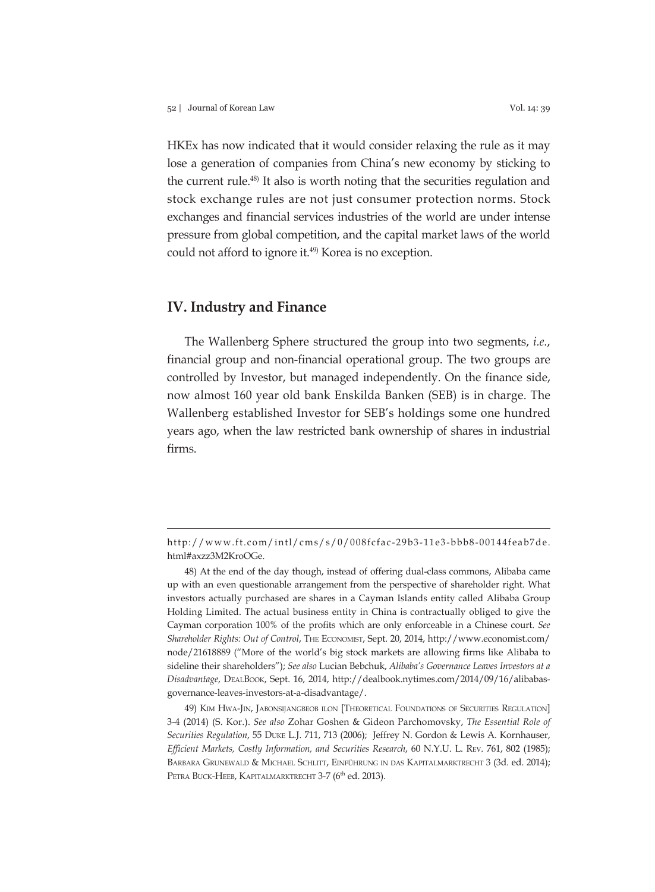HKEx has now indicated that it would consider relaxing the rule as it may lose a generation of companies from China's new economy by sticking to the current rule.[48] It also is worth noting that the securities regulation and stock exchange rules are not just consumer protection norms. Stock exchanges and financial services industries of the world are under intense pressure from global competition, and the capital market laws of the world could not afford to ignore it.[49] Korea is no exception.

## IV. Industry and Finance

The Wallenberg Sphere structured the group into two segments, *i.e.*, financial group and non-financial operational group. The two groups are controlled by Investor, but managed independently. On the finance side, now almost 160 year old bank Enskilda Banken (SEB) is in charge. The Wallenberg established Investor for SEB's holdings some one hundred years ago, when the law restricted bank ownership of shares in industrial firms.

---

http://www.ft.com/intl/cms/s/0/008fcfac-29b3-11e3-bbb8-00144feab7de.html#axzz3M2KroOGe.

48) At the end of the day though, instead of offering dual-class commons, Alibaba came up with an even questionable arrangement from the perspective of shareholder right. What investors actually purchased are shares in a Cayman Islands entity called Alibaba Group Holding Limited. The actual business entity in China is contractually obliged to give the Cayman corporation 100% of the profits which are only enforceable in a Chinese court. *See Shareholder Rights: Out of Control*, THE ECONOMIST, Sept. 20, 2014, http://www.economist.com/node/21618889 ("More of the world's big stock markets are allowing firms like Alibaba to sideline their shareholders"); *See also* Lucian Bebchuk, *Alibaba's Governance Leaves Investors at a Disadvantage*, DEALBOOK, Sept. 16, 2014, http://dealbook.nytimes.com/2014/09/16/alibabas-governance-leaves-investors-at-a-disadvantage/.

49) KIM HWA-JIN, JABONSIJANGBEOB ILON [THEORETICAL FOUNDATIONS OF SECURITIES REGULATION] 3-4 (2014) (S. Kor.). *See also* Zohar Goshen & Gideon Parchomovsky, *The Essential Role of Securities Regulation*, 55 DUKE L.J. 711, 713 (2006); Jeffrey N. Gordon & Lewis A. Kornhauser, *Efficient Markets, Costly Information, and Securities Research*, 60 N.Y.U. L. REV. 761, 802 (1985); BARBARA GRUNEWALD & MICHAEL SCHLITT, EINFÜHRUNG IN DAS KAPITALMARKTRECHT 3 (3d. ed. 2014); PETRA BUCK-HEEB, KAPITALMARKTRECHT 3-7 (6th ed. 2013).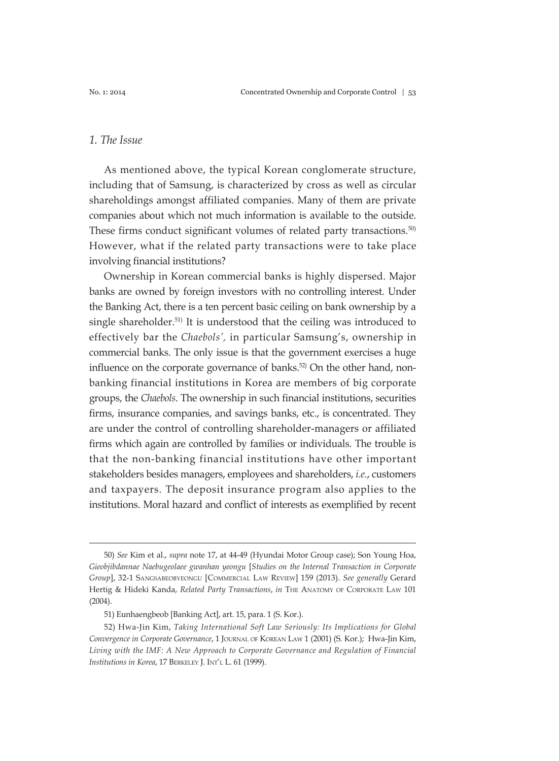### *1. The Issue*

As mentioned above, the typical Korean conglomerate structure, including that of Samsung, is characterized by cross as well as circular shareholdings amongst affiliated companies. Many of them are private companies about which not much information is available to the outside. These firms conduct significant volumes of related party transactions.[50] However, what if the related party transactions were to take place involving financial institutions?

Ownership in Korean commercial banks is highly dispersed. Major banks are owned by foreign investors with no controlling interest. Under the Banking Act, there is a ten percent basic ceiling on bank ownership by a single shareholder.[51] It is understood that the ceiling was introduced to effectively bar the *Chaebols',* in particular Samsung's, ownership in commercial banks. The only issue is that the government exercises a huge influence on the corporate governance of banks.[52] On the other hand, non-banking financial institutions in Korea are members of big corporate groups, the *Chaebols*. The ownership in such financial institutions, securities firms, insurance companies, and savings banks, etc., is concentrated. They are under the control of controlling shareholder-managers or affiliated firms which again are controlled by families or individuals. The trouble is that the non-banking financial institutions have other important stakeholders besides managers, employees and shareholders, *i.e.*, customers and taxpayers. The deposit insurance program also applies to the institutions. Moral hazard and conflict of interests as exemplified by recent

---

50) *See* Kim et al., *supra* note 17, at 44-49 (Hyundai Motor Group case); Son Young Hoa, *Gieobjibdannae Naebugeolaee gwanhan yeongu* [*Studies on the Internal Transaction in Corporate Group*], 32-1 Sangsabeobyeongu [Commercial Law Review] 159 (2013). *See generally* Gerard Hertig & Hideki Kanda, *Related Party Transactions*, *in* The Anatomy of Corporate Law 101 (2004).

51) Eunhaengbeob [Banking Act], art. 15, para. 1 (S. Kor.).

52) Hwa-Jin Kim, *Taking International Soft Law Seriously: Its Implications for Global Convergence in Corporate Governance*, 1 Journal of Korean Law 1 (2001) (S. Kor.); Hwa-Jin Kim, *Living with the IMF: A New Approach to Corporate Governance and Regulation of Financial Institutions in Korea*, 17 Berkeley J. Int'l L. 61 (1999).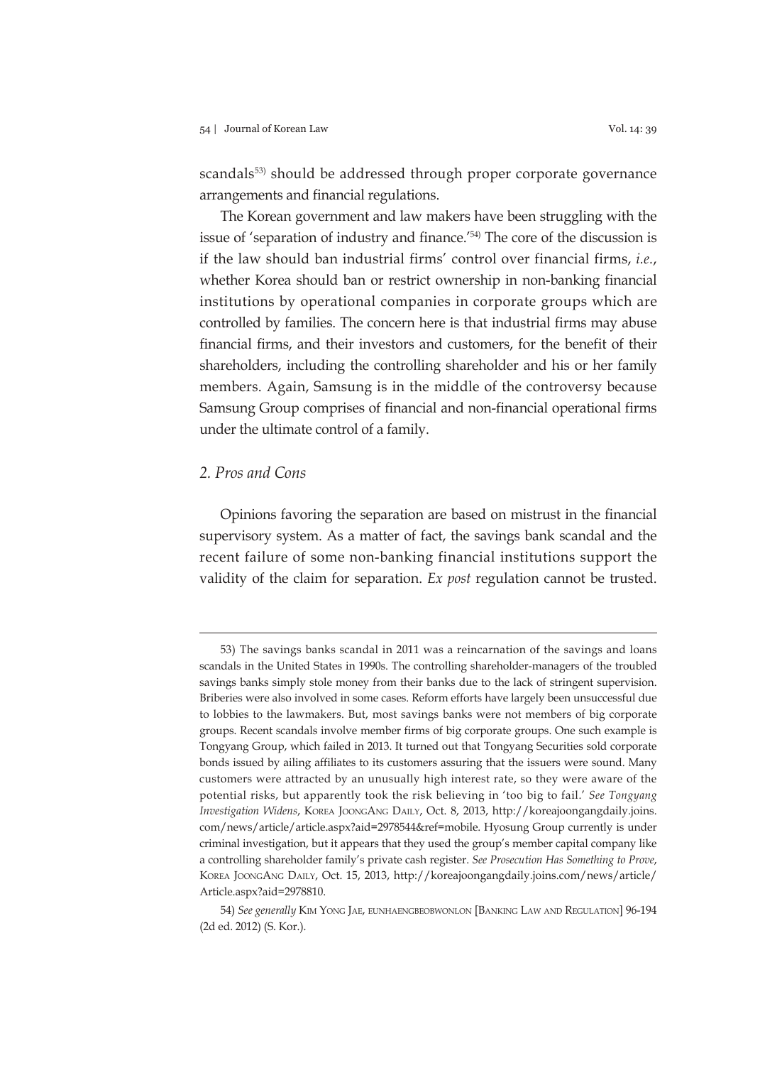scandals[53] should be addressed through proper corporate governance arrangements and financial regulations.

The Korean government and law makers have been struggling with the issue of 'separation of industry and finance.'[54] The core of the discussion is if the law should ban industrial firms' control over financial firms, *i.e.*, whether Korea should ban or restrict ownership in non-banking financial institutions by operational companies in corporate groups which are controlled by families. The concern here is that industrial firms may abuse financial firms, and their investors and customers, for the benefit of their shareholders, including the controlling shareholder and his or her family members. Again, Samsung is in the middle of the controversy because Samsung Group comprises of financial and non-financial operational firms under the ultimate control of a family.

### *2. Pros and Cons*

Opinions favoring the separation are based on mistrust in the financial supervisory system. As a matter of fact, the savings bank scandal and the recent failure of some non-banking financial institutions support the validity of the claim for separation. *Ex post* regulation cannot be trusted.

---

53) The savings banks scandal in 2011 was a reincarnation of the savings and loans scandals in the United States in 1990s. The controlling shareholder-managers of the troubled savings banks simply stole money from their banks due to the lack of stringent supervision. Briberies were also involved in some cases. Reform efforts have largely been unsuccessful due to lobbies to the lawmakers. But, most savings banks were not members of big corporate groups. Recent scandals involve member firms of big corporate groups. One such example is Tongyang Group, which failed in 2013. It turned out that Tongyang Securities sold corporate bonds issued by ailing affiliates to its customers assuring that the issuers were sound. Many customers were attracted by an unusually high interest rate, so they were aware of the potential risks, but apparently took the risk believing in 'too big to fail.' *See Tongyang Investigation Widens*, Korea JoongAng Daily, Oct. 8, 2013, http://koreajoongangdaily.joins.com/news/article/article.aspx?aid=2978544&ref=mobile. Hyosung Group currently is under criminal investigation, but it appears that they used the group's member capital company like a controlling shareholder family's private cash register. *See Prosecution Has Something to Prove*, Korea JoongAng Daily, Oct. 15, 2013, http://koreajoongangdaily.joins.com/news/article/Article.aspx?aid=2978810.

54) *See generally* Kim Yong Jae, eunhaengbeobwonlon [Banking Law and Regulation] 96-194 (2d ed. 2012) (S. Kor.).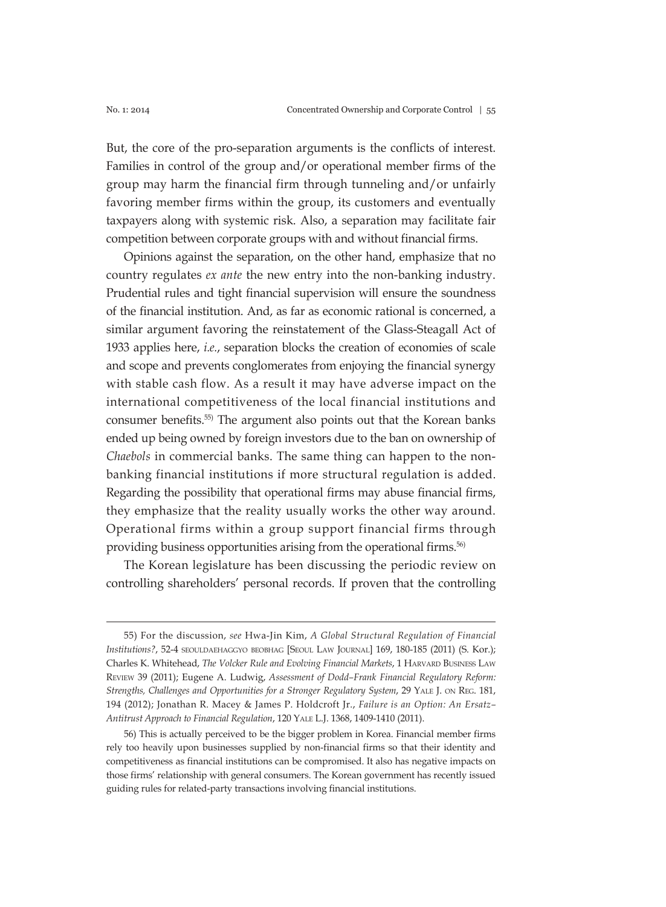But, the core of the pro-separation arguments is the conflicts of interest. Families in control of the group and/or operational member firms of the group may harm the financial firm through tunneling and/or unfairly favoring member firms within the group, its customers and eventually taxpayers along with systemic risk. Also, a separation may facilitate fair competition between corporate groups with and without financial firms.

Opinions against the separation, on the other hand, emphasize that no country regulates *ex ante* the new entry into the non-banking industry. Prudential rules and tight financial supervision will ensure the soundness of the financial institution. And, as far as economic rational is concerned, a similar argument favoring the reinstatement of the Glass-Steagall Act of 1933 applies here, *i.e.*, separation blocks the creation of economies of scale and scope and prevents conglomerates from enjoying the financial synergy with stable cash flow. As a result it may have adverse impact on the international competitiveness of the local financial institutions and consumer benefits.[55] The argument also points out that the Korean banks ended up being owned by foreign investors due to the ban on ownership of *Chaebols* in commercial banks. The same thing can happen to the non-banking financial institutions if more structural regulation is added. Regarding the possibility that operational firms may abuse financial firms, they emphasize that the reality usually works the other way around. Operational firms within a group support financial firms through providing business opportunities arising from the operational firms.[56]

The Korean legislature has been discussing the periodic review on controlling shareholders' personal records. If proven that the controlling

---

55) For the discussion, *see* Hwa-Jin Kim, *A Global Structural Regulation of Financial Institutions?*, 52-4 SEOULDAEHAGGYO BEOBHAG [SEOUL LAW JOURNAL] 169, 180-185 (2011) (S. Kor.); Charles K. Whitehead, *The Volcker Rule and Evolving Financial Markets*, 1 HARVARD BUSINESS LAW REVIEW 39 (2011); Eugene A. Ludwig, *Assessment of Dodd–Frank Financial Regulatory Reform: Strengths, Challenges and Opportunities for a Stronger Regulatory System*, 29 YALE J. ON REG. 181, 194 (2012); Jonathan R. Macey & James P. Holdcroft Jr., *Failure is an Option: An Ersatz–Antitrust Approach to Financial Regulation*, 120 YALE L.J. 1368, 1409-1410 (2011).

56) This is actually perceived to be the bigger problem in Korea. Financial member firms rely too heavily upon businesses supplied by non-financial firms so that their identity and competitiveness as financial institutions can be compromised. It also has negative impacts on those firms' relationship with general consumers. The Korean government has recently issued guiding rules for related-party transactions involving financial institutions.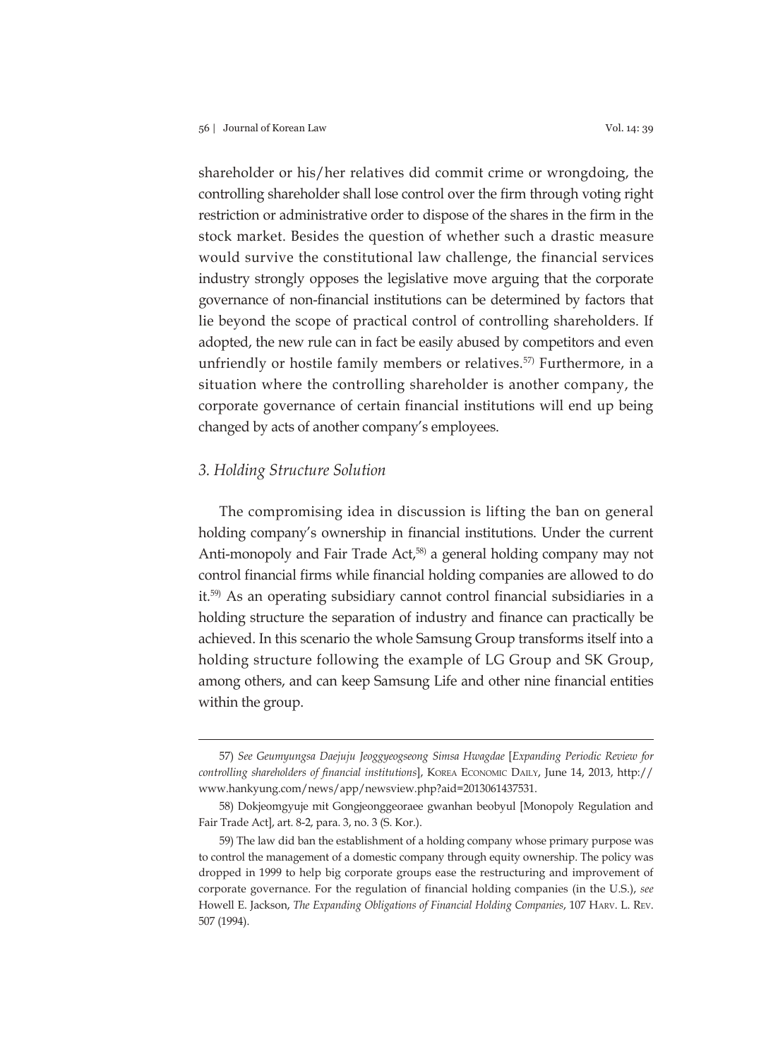shareholder or his/her relatives did commit crime or wrongdoing, the controlling shareholder shall lose control over the firm through voting right restriction or administrative order to dispose of the shares in the firm in the stock market. Besides the question of whether such a drastic measure would survive the constitutional law challenge, the financial services industry strongly opposes the legislative move arguing that the corporate governance of non-financial institutions can be determined by factors that lie beyond the scope of practical control of controlling shareholders. If adopted, the new rule can in fact be easily abused by competitors and even unfriendly or hostile family members or relatives.[57] Furthermore, in a situation where the controlling shareholder is another company, the corporate governance of certain financial institutions will end up being changed by acts of another company's employees.

### *3. Holding Structure Solution*

The compromising idea in discussion is lifting the ban on general holding company's ownership in financial institutions. Under the current Anti-monopoly and Fair Trade Act,[58] a general holding company may not control financial firms while financial holding companies are allowed to do it.[59] As an operating subsidiary cannot control financial subsidiaries in a holding structure the separation of industry and finance can practically be achieved. In this scenario the whole Samsung Group transforms itself into a holding structure following the example of LG Group and SK Group, among others, and can keep Samsung Life and other nine financial entities within the group.

---

57) *See Geumyungsa Daejuju Jeoggyeogseong Simsa Hwagdae* [*Expanding Periodic Review for controlling shareholders of financial institutions*], KOREA ECONOMIC DAILY, June 14, 2013, http://www.hankyung.com/news/app/newsview.php?aid=2013061437531.

58) Dokjeomgyuje mit Gongjeonggeoraee gwanhan beobyul [Monopoly Regulation and Fair Trade Act], art. 8-2, para. 3, no. 3 (S. Kor.).

59) The law did ban the establishment of a holding company whose primary purpose was to control the management of a domestic company through equity ownership. The policy was dropped in 1999 to help big corporate groups ease the restructuring and improvement of corporate governance. For the regulation of financial holding companies (in the U.S.), *see* Howell E. Jackson, *The Expanding Obligations of Financial Holding Companies*, 107 HARV. L. REV. 507 (1994).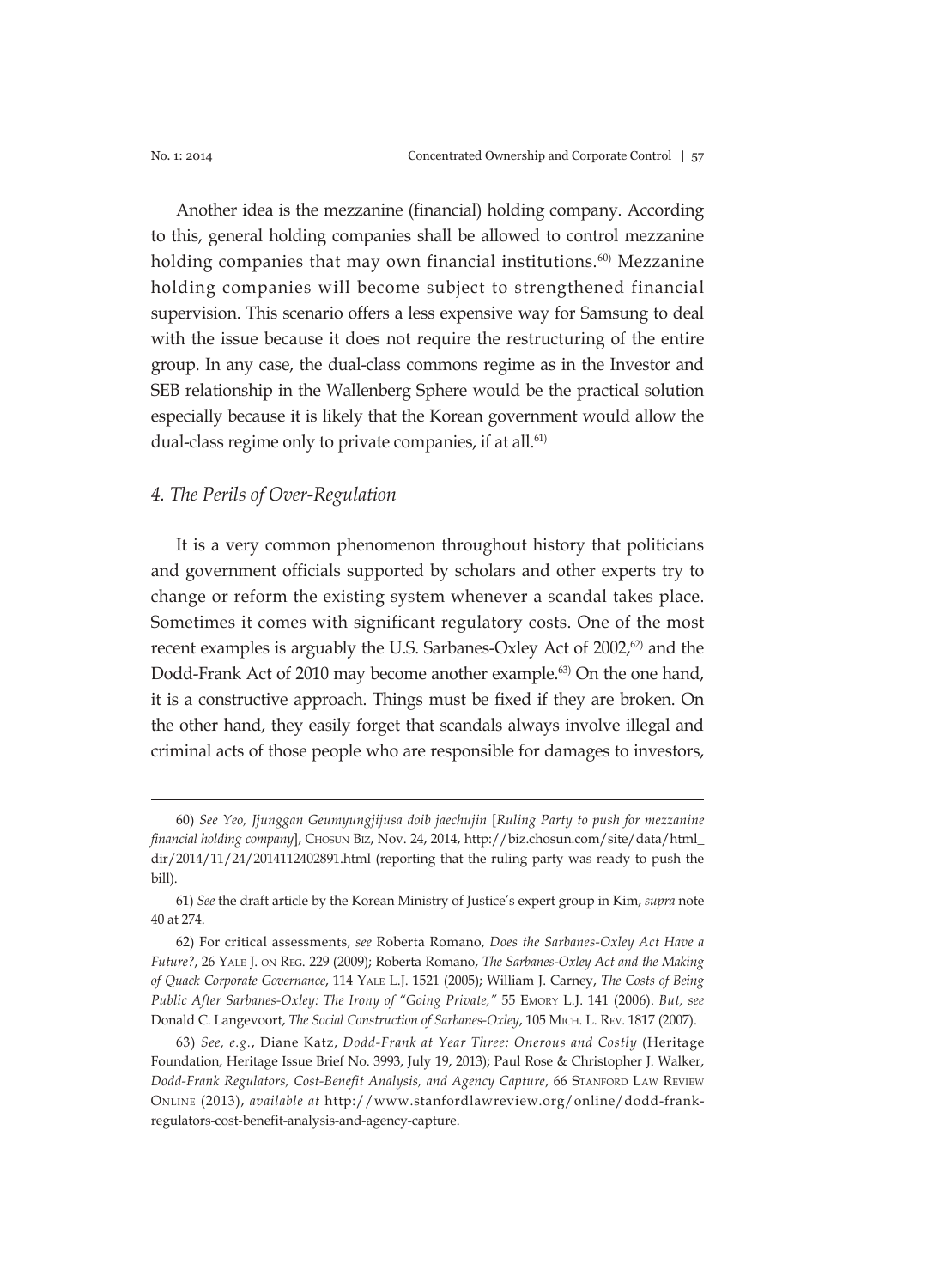Another idea is the mezzanine (financial) holding company. According to this, general holding companies shall be allowed to control mezzanine holding companies that may own financial institutions.[60] Mezzanine holding companies will become subject to strengthened financial supervision. This scenario offers a less expensive way for Samsung to deal with the issue because it does not require the restructuring of the entire group. In any case, the dual-class commons regime as in the Investor and SEB relationship in the Wallenberg Sphere would be the practical solution especially because it is likely that the Korean government would allow the dual-class regime only to private companies, if at all.[61]

### *4. The Perils of Over-Regulation*

It is a very common phenomenon throughout history that politicians and government officials supported by scholars and other experts try to change or reform the existing system whenever a scandal takes place. Sometimes it comes with significant regulatory costs. One of the most recent examples is arguably the U.S. Sarbanes-Oxley Act of 2002,[62] and the Dodd-Frank Act of 2010 may become another example.[63] On the one hand, it is a constructive approach. Things must be fixed if they are broken. On the other hand, they easily forget that scandals always involve illegal and criminal acts of those people who are responsible for damages to investors,

---

60) *See Yeo, Jjunggan Geumyungjijusa doib jaechujin* [*Ruling Party to push for mezzanine financial holding company*], CHOSUN BIZ, Nov. 24, 2014, http://biz.chosun.com/site/data/html_dir/2014/11/24/2014112402891.html (reporting that the ruling party was ready to push the bill).

61) *See* the draft article by the Korean Ministry of Justice's expert group in Kim, *supra* note 40 at 274.

62) For critical assessments, *see* Roberta Romano, *Does the Sarbanes-Oxley Act Have a Future?*, 26 YALE J. ON REG. 229 (2009); Roberta Romano, *The Sarbanes-Oxley Act and the Making of Quack Corporate Governance*, 114 YALE L.J. 1521 (2005); William J. Carney, *The Costs of Being Public After Sarbanes-Oxley: The Irony of "Going Private,"* 55 EMORY L.J. 141 (2006). *But, see* Donald C. Langevoort, *The Social Construction of Sarbanes-Oxley*, 105 MICH. L. REV. 1817 (2007).

63) *See, e.g.*, Diane Katz, *Dodd-Frank at Year Three: Onerous and Costly* (Heritage Foundation, Heritage Issue Brief No. 3993, July 19, 2013); Paul Rose & Christopher J. Walker, *Dodd-Frank Regulators, Cost-Benefit Analysis, and Agency Capture*, 66 STANFORD LAW REVIEW ONLINE (2013), *available at* http://www.stanfordlawreview.org/online/dodd-frank-regulators-cost-benefit-analysis-and-agency-capture.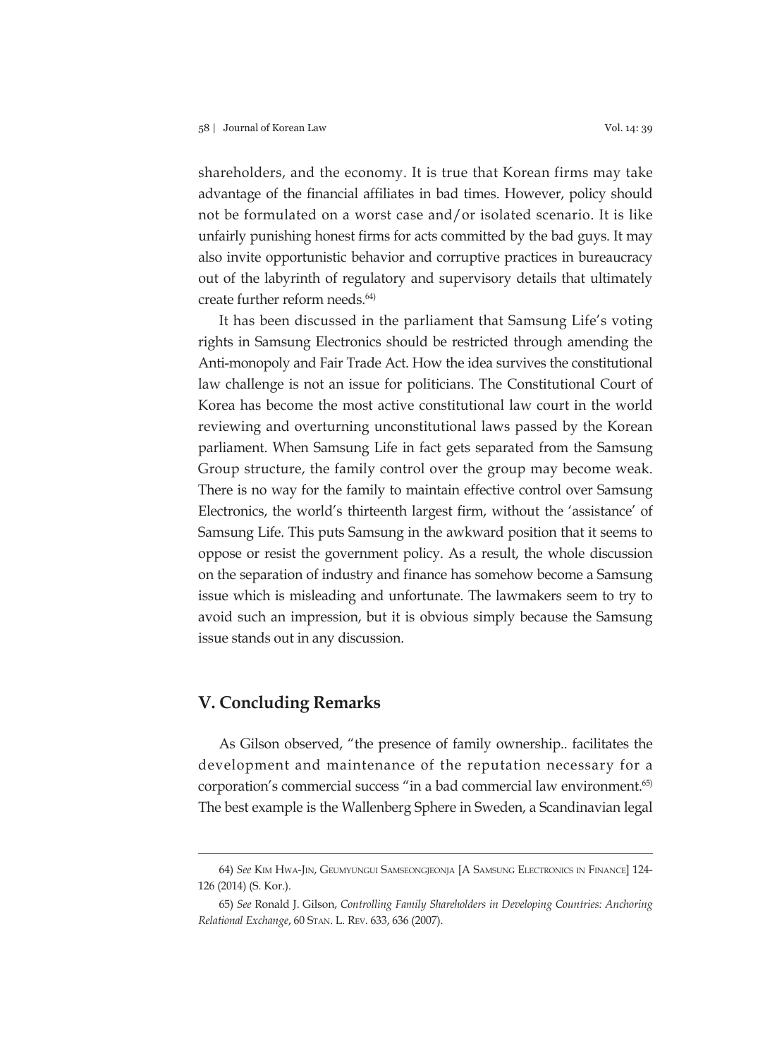shareholders, and the economy. It is true that Korean firms may take advantage of the financial affiliates in bad times. However, policy should not be formulated on a worst case and/or isolated scenario. It is like unfairly punishing honest firms for acts committed by the bad guys. It may also invite opportunistic behavior and corruptive practices in bureaucracy out of the labyrinth of regulatory and supervisory details that ultimately create further reform needs.[64]

It has been discussed in the parliament that Samsung Life's voting rights in Samsung Electronics should be restricted through amending the Anti-monopoly and Fair Trade Act. How the idea survives the constitutional law challenge is not an issue for politicians. The Constitutional Court of Korea has become the most active constitutional law court in the world reviewing and overturning unconstitutional laws passed by the Korean parliament. When Samsung Life in fact gets separated from the Samsung Group structure, the family control over the group may become weak. There is no way for the family to maintain effective control over Samsung Electronics, the world's thirteenth largest firm, without the 'assistance' of Samsung Life. This puts Samsung in the awkward position that it seems to oppose or resist the government policy. As a result, the whole discussion on the separation of industry and finance has somehow become a Samsung issue which is misleading and unfortunate. The lawmakers seem to try to avoid such an impression, but it is obvious simply because the Samsung issue stands out in any discussion.

## V. Concluding Remarks

As Gilson observed, "the presence of family ownership.. facilitates the development and maintenance of the reputation necessary for a corporation's commercial success "in a bad commercial law environment.[65] The best example is the Wallenberg Sphere in Sweden, a Scandinavian legal

---

64) *See* Kim Hwa-Jin, Geumyungui Samseongjeonja [A Samsung Electronics in Finance] 124-126 (2014) (S. Kor.).

65) *See* Ronald J. Gilson, *Controlling Family Shareholders in Developing Countries: Anchoring Relational Exchange*, 60 Stan. L. Rev. 633, 636 (2007).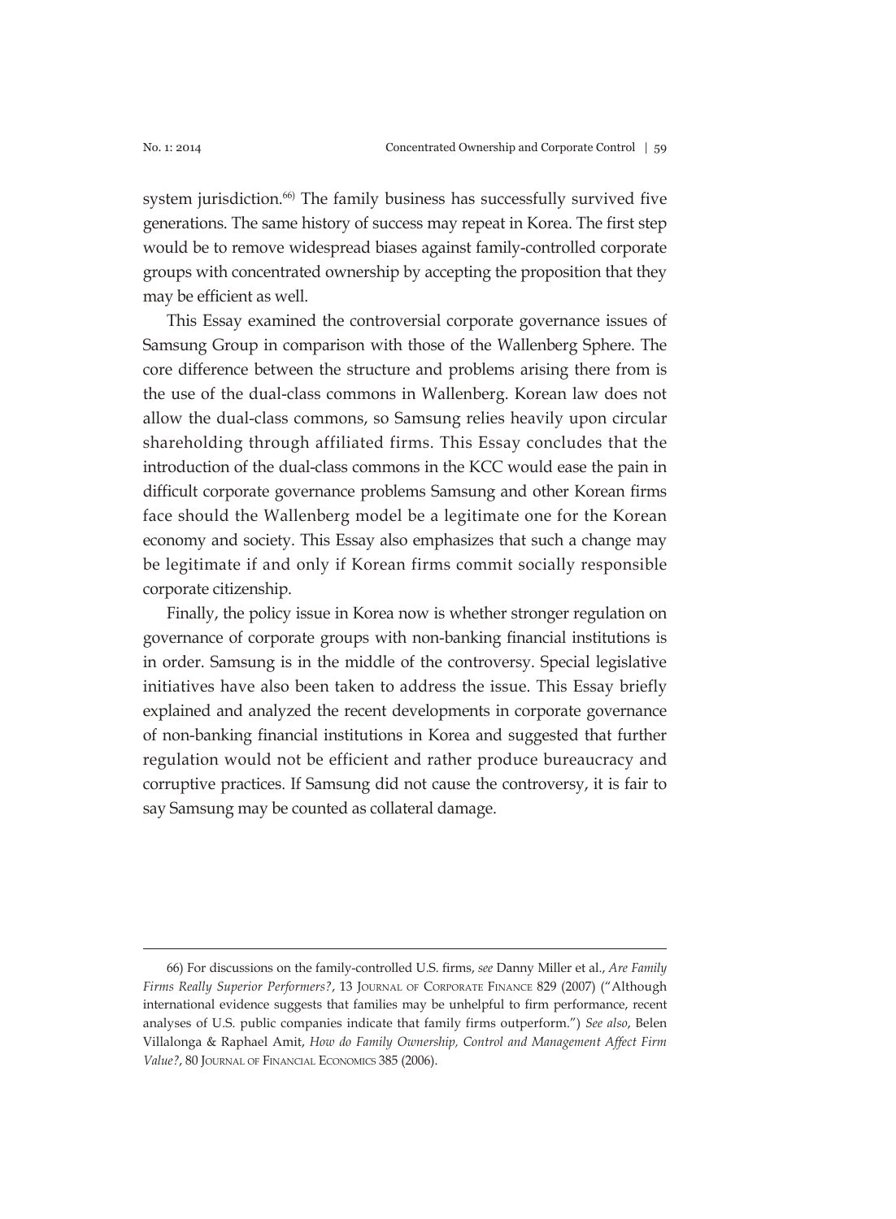system jurisdiction.[66] The family business has successfully survived five generations. The same history of success may repeat in Korea. The first step would be to remove widespread biases against family-controlled corporate groups with concentrated ownership by accepting the proposition that they may be efficient as well.

This Essay examined the controversial corporate governance issues of Samsung Group in comparison with those of the Wallenberg Sphere. The core difference between the structure and problems arising there from is the use of the dual-class commons in Wallenberg. Korean law does not allow the dual-class commons, so Samsung relies heavily upon circular shareholding through affiliated firms. This Essay concludes that the introduction of the dual-class commons in the KCC would ease the pain in difficult corporate governance problems Samsung and other Korean firms face should the Wallenberg model be a legitimate one for the Korean economy and society. This Essay also emphasizes that such a change may be legitimate if and only if Korean firms commit socially responsible corporate citizenship.

Finally, the policy issue in Korea now is whether stronger regulation on governance of corporate groups with non-banking financial institutions is in order. Samsung is in the middle of the controversy. Special legislative initiatives have also been taken to address the issue. This Essay briefly explained and analyzed the recent developments in corporate governance of non-banking financial institutions in Korea and suggested that further regulation would not be efficient and rather produce bureaucracy and corruptive practices. If Samsung did not cause the controversy, it is fair to say Samsung may be counted as collateral damage.

---

66) For discussions on the family-controlled U.S. firms, *see* Danny Miller et al., *Are Family Firms Really Superior Performers?*, 13 JOURNAL OF CORPORATE FINANCE 829 (2007) ("Although international evidence suggests that families may be unhelpful to firm performance, recent analyses of U.S. public companies indicate that family firms outperform.") *See also*, Belen Villalonga & Raphael Amit, *How do Family Ownership, Control and Management Affect Firm Value?*, 80 JOURNAL OF FINANCIAL ECONOMICS 385 (2006).